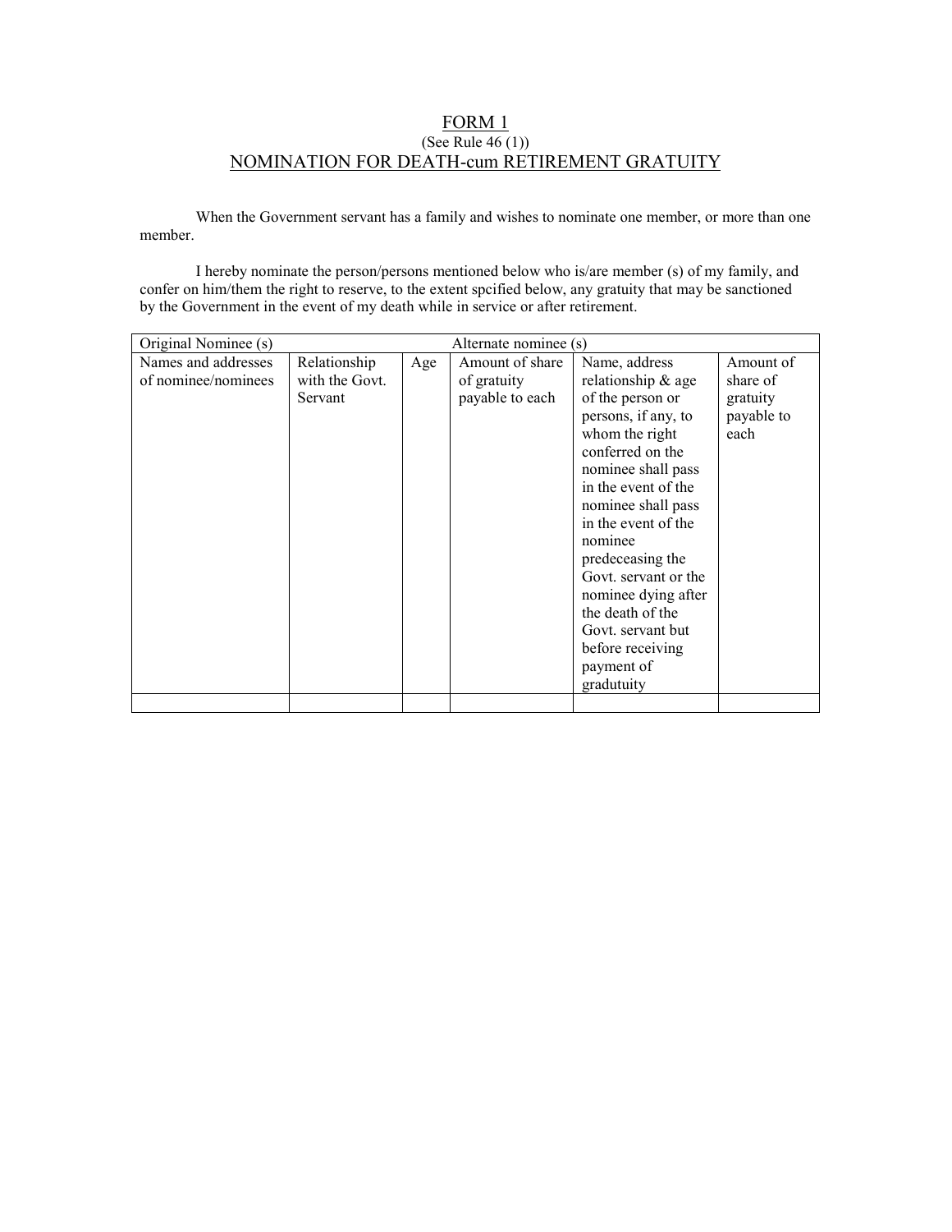# FORM 1

(See Rule 46 (1))

## NOMINATION FOR DEATH-cum RETIREMENT GRATUITY

When the Government servant has a family and wishes to nominate one member, or more than one member.

I hereby nominate the person/persons mentioned below who is/are member (s) of my family, and confer on him/them the right to reserve, to the extent spcified below, any gratuity that may be sanctioned by the Government in the event of my death while in service or after retirement.

| Original Nominee (s) | | | Alternate nominee (s) | | |
|---|---|---|---|---|---|
| Names and addresses of nominee/nominees | Relationship with the Govt. Servant | Age | Amount of share of gratuity payable to each | Name, address relationship & age of the person or persons, if any, to whom the right conferred on the nominee shall pass in the event of the nominee shall pass in the event of the nominee predeceasing the Govt. servant or the nominee dying after the death of the Govt. servant but before receiving payment of gradutuity | Amount of share of gratuity payable to each |
| | | | | | |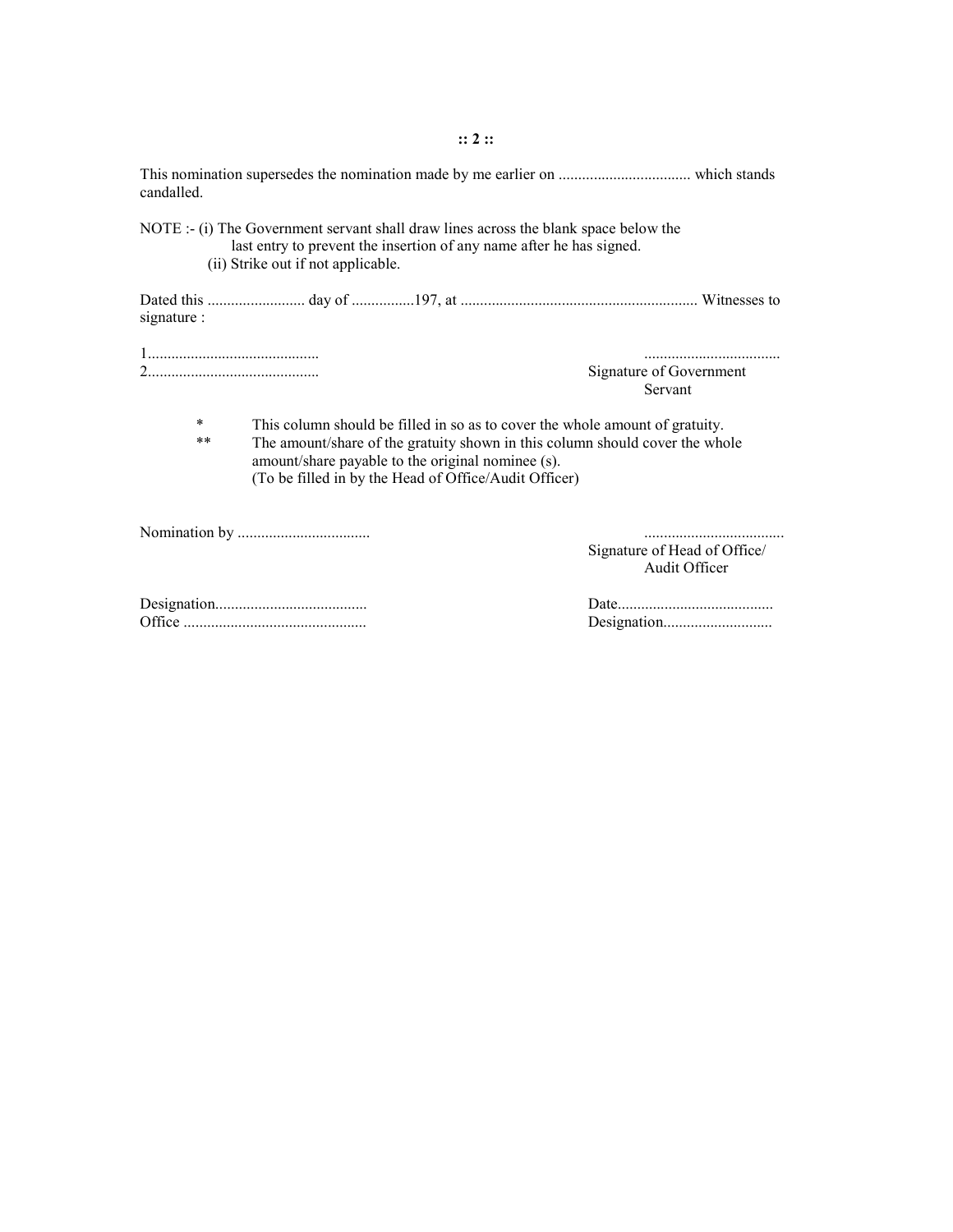This nomination supersedes the nomination made by me earlier on .................................. which stands candalled.

NOTE :- (i) The Government servant shall draw lines across the blank space below the last entry to prevent the insertion of any name after he has signed.
(ii) Strike out if not applicable.

Dated this ......................... day of ................197, at ............................................................ Witnesses to signature :

1............................................
2............................................

...................................
Signature of Government Servant

\* This column should be filled in so as to cover the whole amount of gratuity.

\*\* The amount/share of the gratuity shown in this column should cover the whole amount/share payable to the original nominee (s).
(To be filled in by the Head of Office/Audit Officer)

Nomination by ..................................

....................................
Signature of Head of Office/ Audit Officer

Designation.......................................
Office ...............................................

Date........................................
Designation............................